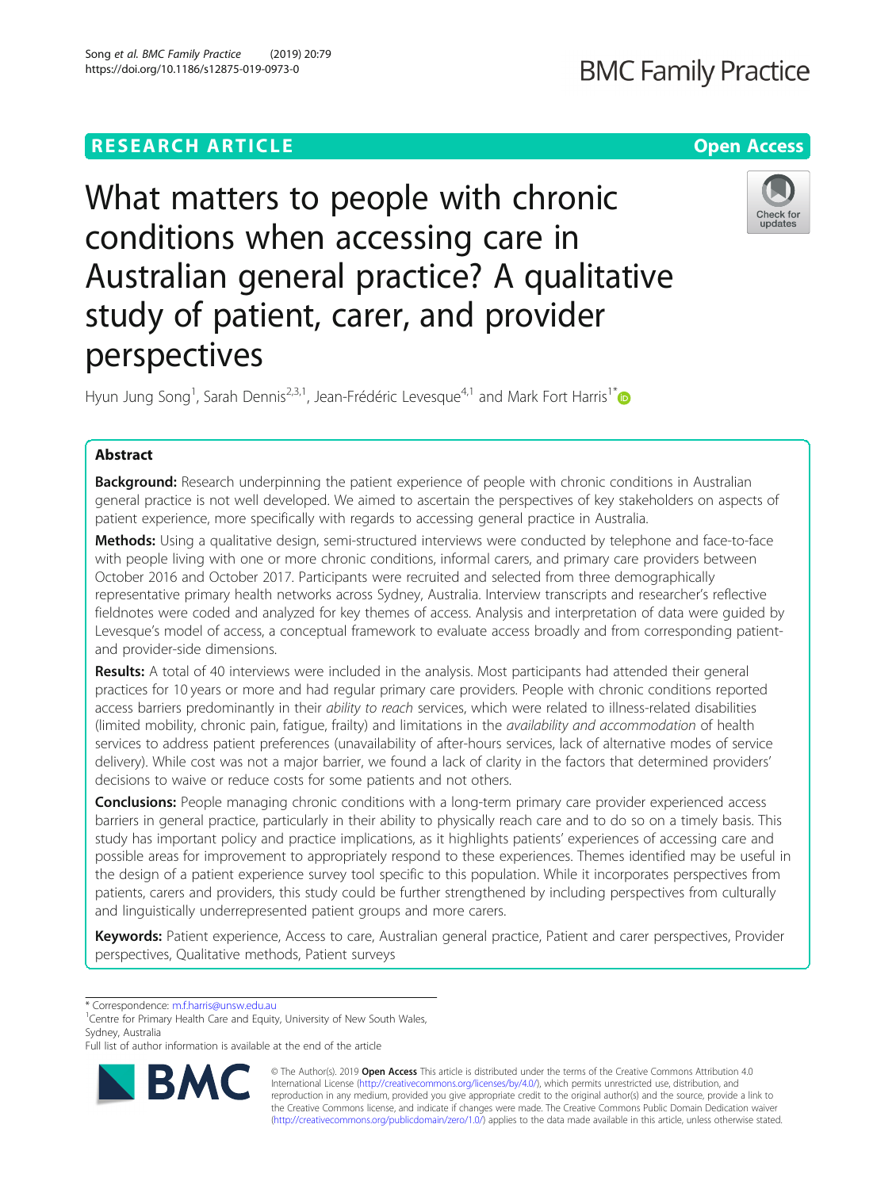RESEARCH ARTICLE

Open Access

# What matters to people with chronic conditions when accessing care in Australian general practice? A qualitative study of patient, carer, and provider perspectives

Hyun Jung Song[1], Sarah Dennis[2,3,1], Jean-Frédéric Levesque[4,1] and Mark Fort Harris[1*]

## Abstract

**Background:** Research underpinning the patient experience of people with chronic conditions in Australian general practice is not well developed. We aimed to ascertain the perspectives of key stakeholders on aspects of patient experience, more specifically with regards to accessing general practice in Australia.

**Methods:** Using a qualitative design, semi-structured interviews were conducted by telephone and face-to-face with people living with one or more chronic conditions, informal carers, and primary care providers between October 2016 and October 2017. Participants were recruited and selected from three demographically representative primary health networks across Sydney, Australia. Interview transcripts and researcher's reflective fieldnotes were coded and analyzed for key themes of access. Analysis and interpretation of data were guided by Levesque's model of access, a conceptual framework to evaluate access broadly and from corresponding patient- and provider-side dimensions.

**Results:** A total of 40 interviews were included in the analysis. Most participants had attended their general practices for 10 years or more and had regular primary care providers. People with chronic conditions reported access barriers predominantly in their *ability to reach* services, which were related to illness-related disabilities (limited mobility, chronic pain, fatigue, frailty) and limitations in the *availability and accommodation* of health services to address patient preferences (unavailability of after-hours services, lack of alternative modes of service delivery). While cost was not a major barrier, we found a lack of clarity in the factors that determined providers' decisions to waive or reduce costs for some patients and not others.

**Conclusions:** People managing chronic conditions with a long-term primary care provider experienced access barriers in general practice, particularly in their ability to physically reach care and to do so on a timely basis. This study has important policy and practice implications, as it highlights patients' experiences of accessing care and possible areas for improvement to appropriately respond to these experiences. Themes identified may be useful in the design of a patient experience survey tool specific to this population. While it incorporates perspectives from patients, carers and providers, this study could be further strengthened by including perspectives from culturally and linguistically underrepresented patient groups and more carers.

**Keywords:** Patient experience, Access to care, Australian general practice, Patient and carer perspectives, Provider perspectives, Qualitative methods, Patient surveys

\* Correspondence: m.f.harris@unsw.edu.au

[1]Centre for Primary Health Care and Equity, University of New South Wales, Sydney, Australia

Full list of author information is available at the end of the article

© The Author(s). 2019 **Open Access** This article is distributed under the terms of the Creative Commons Attribution 4.0 International License (http://creativecommons.org/licenses/by/4.0/), which permits unrestricted use, distribution, and reproduction in any medium, provided you give appropriate credit to the original author(s) and the source, provide a link to the Creative Commons license, and indicate if changes were made. The Creative Commons Public Domain Dedication waiver (http://creativecommons.org/publicdomain/zero/1.0/) applies to the data made available in this article, unless otherwise stated.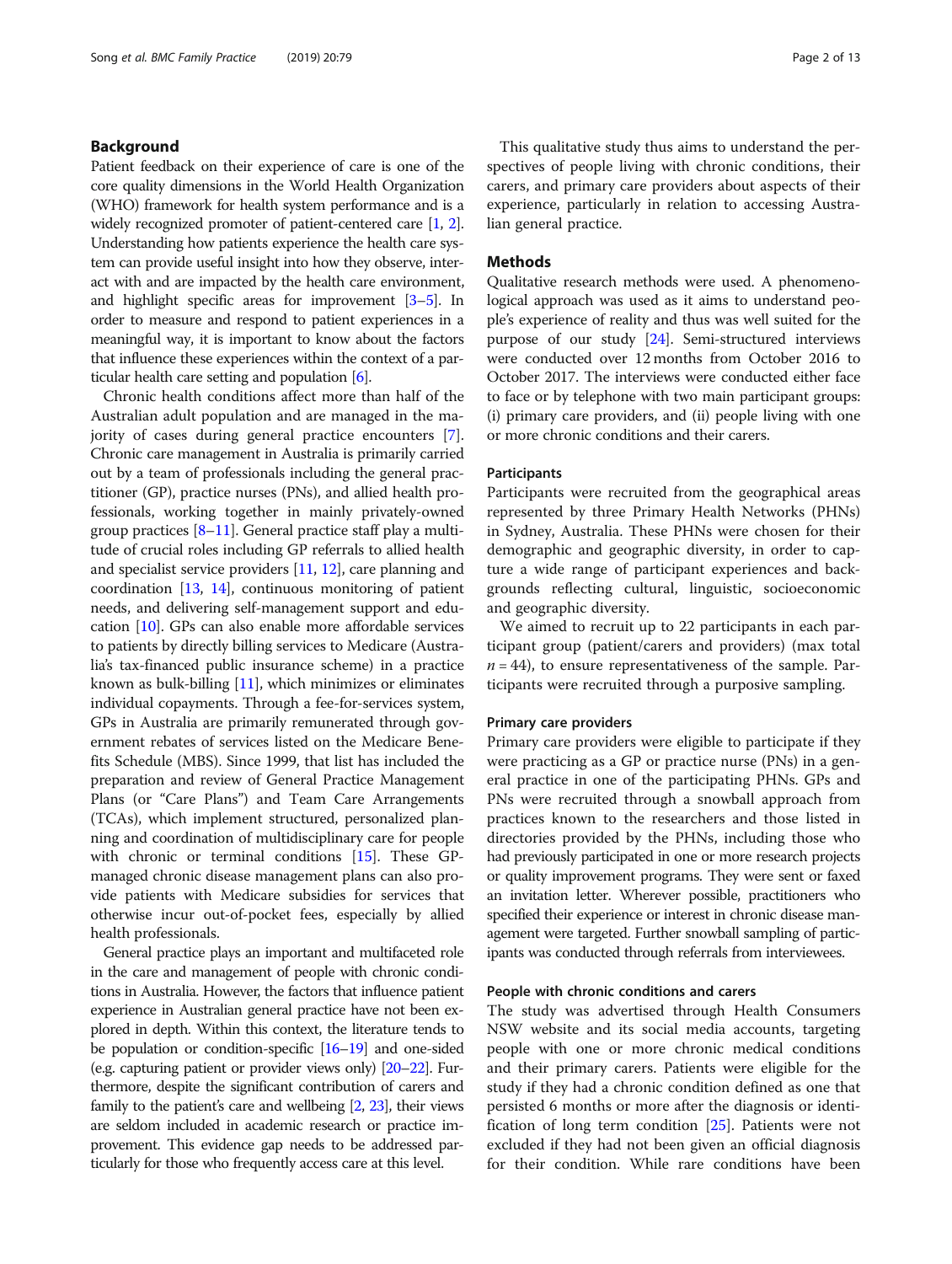## Background

Patient feedback on their experience of care is one of the core quality dimensions in the World Health Organization (WHO) framework for health system performance and is a widely recognized promoter of patient-centered care [1, 2]. Understanding how patients experience the health care system can provide useful insight into how they observe, interact with and are impacted by the health care environment, and highlight specific areas for improvement [3–5]. In order to measure and respond to patient experiences in a meaningful way, it is important to know about the factors that influence these experiences within the context of a particular health care setting and population [6].

Chronic health conditions affect more than half of the Australian adult population and are managed in the majority of cases during general practice encounters [7]. Chronic care management in Australia is primarily carried out by a team of professionals including the general practitioner (GP), practice nurses (PNs), and allied health professionals, working together in mainly privately-owned group practices [8–11]. General practice staff play a multitude of crucial roles including GP referrals to allied health and specialist service providers [11, 12], care planning and coordination [13, 14], continuous monitoring of patient needs, and delivering self-management support and education [10]. GPs can also enable more affordable services to patients by directly billing services to Medicare (Australia's tax-financed public insurance scheme) in a practice known as bulk-billing [11], which minimizes or eliminates individual copayments. Through a fee-for-services system, GPs in Australia are primarily remunerated through government rebates of services listed on the Medicare Benefits Schedule (MBS). Since 1999, that list has included the preparation and review of General Practice Management Plans (or "Care Plans") and Team Care Arrangements (TCAs), which implement structured, personalized planning and coordination of multidisciplinary care for people with chronic or terminal conditions [15]. These GP-managed chronic disease management plans can also provide patients with Medicare subsidies for services that otherwise incur out-of-pocket fees, especially by allied health professionals.

General practice plays an important and multifaceted role in the care and management of people with chronic conditions in Australia. However, the factors that influence patient experience in Australian general practice have not been explored in depth. Within this context, the literature tends to be population or condition-specific [16–19] and one-sided (e.g. capturing patient or provider views only) [20–22]. Furthermore, despite the significant contribution of carers and family to the patient's care and wellbeing [2, 23], their views are seldom included in academic research or practice improvement. This evidence gap needs to be addressed particularly for those who frequently access care at this level.

This qualitative study thus aims to understand the perspectives of people living with chronic conditions, their carers, and primary care providers about aspects of their experience, particularly in relation to accessing Australian general practice.

## Methods

Qualitative research methods were used. A phenomenological approach was used as it aims to understand people's experience of reality and thus was well suited for the purpose of our study [24]. Semi-structured interviews were conducted over 12 months from October 2016 to October 2017. The interviews were conducted either face to face or by telephone with two main participant groups: (i) primary care providers, and (ii) people living with one or more chronic conditions and their carers.

### Participants

Participants were recruited from the geographical areas represented by three Primary Health Networks (PHNs) in Sydney, Australia. These PHNs were chosen for their demographic and geographic diversity, in order to capture a wide range of participant experiences and backgrounds reflecting cultural, linguistic, socioeconomic and geographic diversity.

We aimed to recruit up to 22 participants in each participant group (patient/carers and providers) (max total $n = 44$), to ensure representativeness of the sample. Participants were recruited through a purposive sampling.

### Primary care providers

Primary care providers were eligible to participate if they were practicing as a GP or practice nurse (PNs) in a general practice in one of the participating PHNs. GPs and PNs were recruited through a snowball approach from practices known to the researchers and those listed in directories provided by the PHNs, including those who had previously participated in one or more research projects or quality improvement programs. They were sent or faxed an invitation letter. Wherever possible, practitioners who specified their experience or interest in chronic disease management were targeted. Further snowball sampling of participants was conducted through referrals from interviewees.

### People with chronic conditions and carers

The study was advertised through Health Consumers NSW website and its social media accounts, targeting people with one or more chronic medical conditions and their primary carers. Patients were eligible for the study if they had a chronic condition defined as one that persisted 6 months or more after the diagnosis or identification of long term condition [25]. Patients were not excluded if they had not been given an official diagnosis for their condition. While rare conditions have been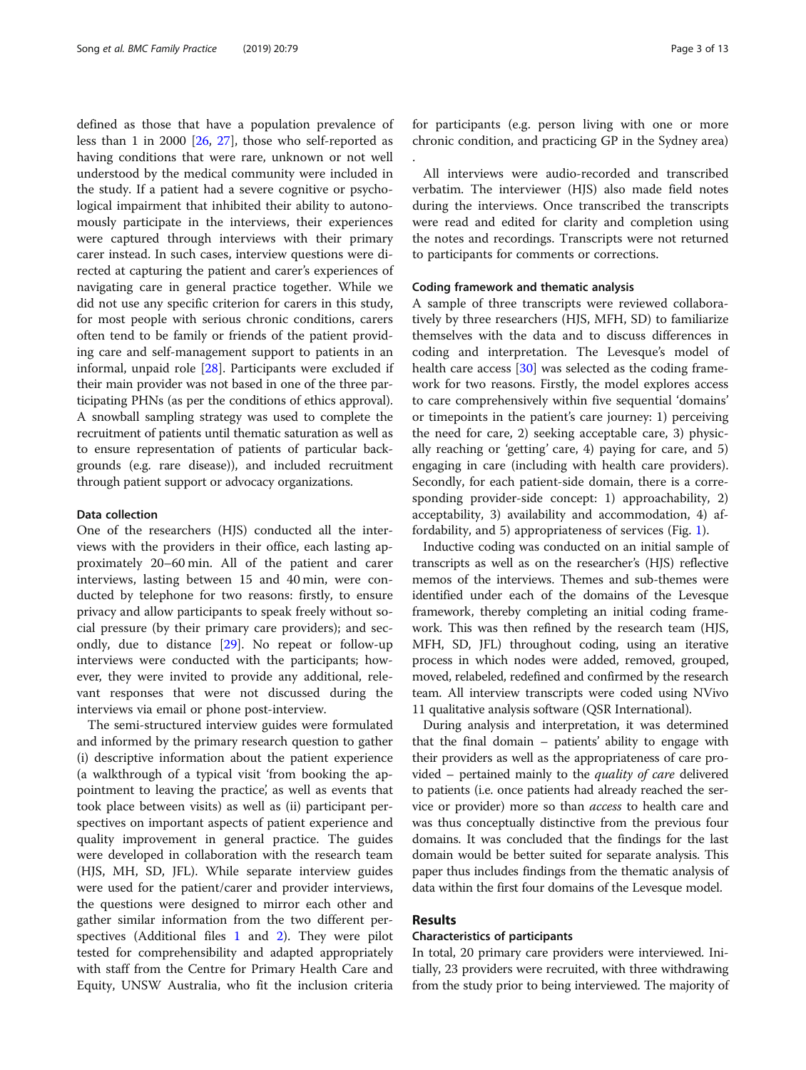defined as those that have a population prevalence of less than 1 in 2000 [26, 27], those who self-reported as having conditions that were rare, unknown or not well understood by the medical community were included in the study. If a patient had a severe cognitive or psychological impairment that inhibited their ability to autonomously participate in the interviews, their experiences were captured through interviews with their primary carer instead. In such cases, interview questions were directed at capturing the patient and carer's experiences of navigating care in general practice together. While we did not use any specific criterion for carers in this study, for most people with serious chronic conditions, carers often tend to be family or friends of the patient providing care and self-management support to patients in an informal, unpaid role [28]. Participants were excluded if their main provider was not based in one of the three participating PHNs (as per the conditions of ethics approval). A snowball sampling strategy was used to complete the recruitment of patients until thematic saturation as well as to ensure representation of patients of particular backgrounds (e.g. rare disease)), and included recruitment through patient support or advocacy organizations.

#### Data collection

One of the researchers (HJS) conducted all the interviews with the providers in their office, each lasting approximately 20–60 min. All of the patient and carer interviews, lasting between 15 and 40 min, were conducted by telephone for two reasons: firstly, to ensure privacy and allow participants to speak freely without social pressure (by their primary care providers); and secondly, due to distance [29]. No repeat or follow-up interviews were conducted with the participants; however, they were invited to provide any additional, relevant responses that were not discussed during the interviews via email or phone post-interview.

The semi-structured interview guides were formulated and informed by the primary research question to gather (i) descriptive information about the patient experience (a walkthrough of a typical visit 'from booking the appointment to leaving the practice', as well as events that took place between visits) as well as (ii) participant perspectives on important aspects of patient experience and quality improvement in general practice. The guides were developed in collaboration with the research team (HJS, MH, SD, JFL). While separate interview guides were used for the patient/carer and provider interviews, the questions were designed to mirror each other and gather similar information from the two different perspectives (Additional files 1 and 2). They were pilot tested for comprehensibility and adapted appropriately with staff from the Centre for Primary Health Care and Equity, UNSW Australia, who fit the inclusion criteria for participants (e.g. person living with one or more chronic condition, and practicing GP in the Sydney area).

All interviews were audio-recorded and transcribed verbatim. The interviewer (HJS) also made field notes during the interviews. Once transcribed the transcripts were read and edited for clarity and completion using the notes and recordings. Transcripts were not returned to participants for comments or corrections.

#### Coding framework and thematic analysis

A sample of three transcripts were reviewed collaboratively by three researchers (HJS, MFH, SD) to familiarize themselves with the data and to discuss differences in coding and interpretation. The Levesque's model of health care access [30] was selected as the coding framework for two reasons. Firstly, the model explores access to care comprehensively within five sequential 'domains' or timepoints in the patient's care journey: 1) perceiving the need for care, 2) seeking acceptable care, 3) physically reaching or 'getting' care, 4) paying for care, and 5) engaging in care (including with health care providers). Secondly, for each patient-side domain, there is a corresponding provider-side concept: 1) approachability, 2) acceptability, 3) availability and accommodation, 4) affordability, and 5) appropriateness of services (Fig. 1).

Inductive coding was conducted on an initial sample of transcripts as well as on the researcher's (HJS) reflective memos of the interviews. Themes and sub-themes were identified under each of the domains of the Levesque framework, thereby completing an initial coding framework. This was then refined by the research team (HJS, MFH, SD, JFL) throughout coding, using an iterative process in which nodes were added, removed, grouped, moved, relabeled, redefined and confirmed by the research team. All interview transcripts were coded using NVivo 11 qualitative analysis software (QSR International).

During analysis and interpretation, it was determined that the final domain – patients' ability to engage with their providers as well as the appropriateness of care provided – pertained mainly to the *quality of care* delivered to patients (i.e. once patients had already reached the service or provider) more so than *access* to health care and was thus conceptually distinctive from the previous four domains. It was concluded that the findings for the last domain would be better suited for separate analysis. This paper thus includes findings from the thematic analysis of data within the first four domains of the Levesque model.

## Results

#### Characteristics of participants

In total, 20 primary care providers were interviewed. Initially, 23 providers were recruited, with three withdrawing from the study prior to being interviewed. The majority of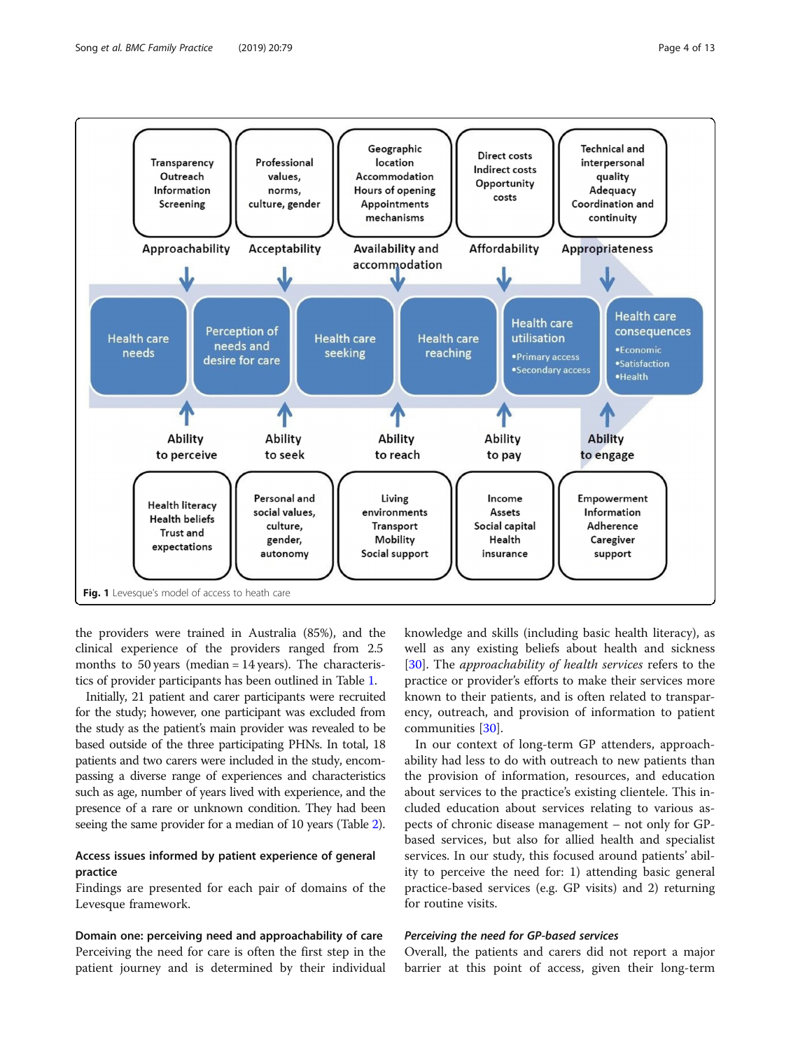Fig. 1 Levesque's model of access to heath care

the providers were trained in Australia (85%), and the clinical experience of the providers ranged from 2.5 months to 50 years (median = 14 years). The characteristics of provider participants has been outlined in Table 1.

Initially, 21 patient and carer participants were recruited for the study; however, one participant was excluded from the study as the patient's main provider was revealed to be based outside of the three participating PHNs. In total, 18 patients and two carers were included in the study, encompassing a diverse range of experiences and characteristics such as age, number of years lived with experience, and the presence of a rare or unknown condition. They had been seeing the same provider for a median of 10 years (Table 2).

### Access issues informed by patient experience of general practice

Findings are presented for each pair of domains of the Levesque framework.

#### Domain one: perceiving need and approachability of care

Perceiving the need for care is often the first step in the patient journey and is determined by their individual knowledge and skills (including basic health literacy), as well as any existing beliefs about health and sickness [30]. The *approachability of health services* refers to the practice or provider's efforts to make their services more known to their patients, and is often related to transparency, outreach, and provision of information to patient communities [30].

In our context of long-term GP attenders, approachability had less to do with outreach to new patients than the provision of information, resources, and education about services to the practice's existing clientele. This included education about services relating to various aspects of chronic disease management – not only for GP-based services, but also for allied health and specialist services. In our study, this focused around patients' ability to perceive the need for: 1) attending basic general practice-based services (e.g. GP visits) and 2) returning for routine visits.

##### *Perceiving the need for GP-based services*

Overall, the patients and carers did not report a major barrier at this point of access, given their long-term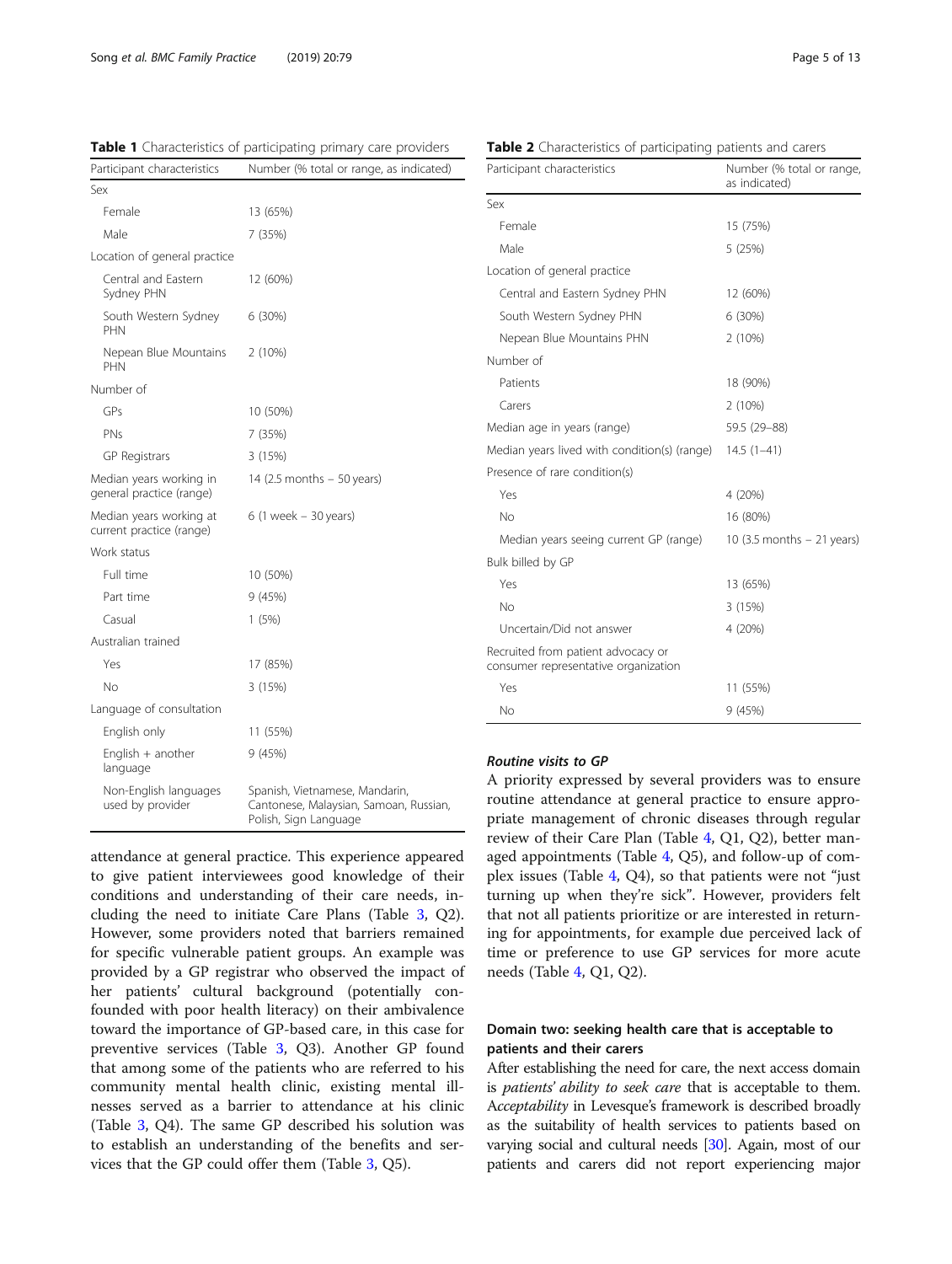**Table 1** Characteristics of participating primary care providers

| Participant characteristics | Number (% total or range, as indicated) |
|---|---|
| Sex | |
| Female | 13 (65%) |
| Male | 7 (35%) |
| Location of general practice | |
| Central and Eastern Sydney PHN | 12 (60%) |
| South Western Sydney PHN | 6 (30%) |
| Nepean Blue Mountains PHN | 2 (10%) |
| Number of | |
| GPs | 10 (50%) |
| PNs | 7 (35%) |
| GP Registrars | 3 (15%) |
| Median years working in general practice (range) | 14 (2.5 months – 50 years) |
| Median years working at current practice (range) | 6 (1 week – 30 years) |
| Work status | |
| Full time | 10 (50%) |
| Part time | 9 (45%) |
| Casual | 1 (5%) |
| Australian trained | |
| Yes | 17 (85%) |
| No | 3 (15%) |
| Language of consultation | |
| English only | 11 (55%) |
| English + another language | 9 (45%) |
| Non-English languages used by provider | Spanish, Vietnamese, Mandarin, Cantonese, Malaysian, Samoan, Russian, Polish, Sign Language |

attendance at general practice. This experience appeared to give patient interviewees good knowledge of their conditions and understanding of their care needs, including the need to initiate Care Plans (Table 3, Q2). However, some providers noted that barriers remained for specific vulnerable patient groups. An example was provided by a GP registrar who observed the impact of her patients' cultural background (potentially confounded with poor health literacy) on their ambivalence toward the importance of GP-based care, in this case for preventive services (Table 3, Q3). Another GP found that among some of the patients who are referred to his community mental health clinic, existing mental illnesses served as a barrier to attendance at his clinic (Table 3, Q4). The same GP described his solution was to establish an understanding of the benefits and services that the GP could offer them (Table 3, Q5).

**Table 2** Characteristics of participating patients and carers

| Participant characteristics | Number (% total or range, as indicated) |
|---|---|
| Sex | |
| Female | 15 (75%) |
| Male | 5 (25%) |
| Location of general practice | |
| Central and Eastern Sydney PHN | 12 (60%) |
| South Western Sydney PHN | 6 (30%) |
| Nepean Blue Mountains PHN | 2 (10%) |
| Number of | |
| Patients | 18 (90%) |
| Carers | 2 (10%) |
| Median age in years (range) | 59.5 (29–88) |
| Median years lived with condition(s) (range) | 14.5 (1–41) |
| Presence of rare condition(s) | |
| Yes | 4 (20%) |
| No | 16 (80%) |
| Median years seeing current GP (range) | 10 (3.5 months – 21 years) |
| Bulk billed by GP | |
| Yes | 13 (65%) |
| No | 3 (15%) |
| Uncertain/Did not answer | 4 (20%) |
| Recruited from patient advocacy or consumer representative organization | |
| Yes | 11 (55%) |
| No | 9 (45%) |

#### *Routine visits to GP*

A priority expressed by several providers was to ensure routine attendance at general practice to ensure appropriate management of chronic diseases through regular review of their Care Plan (Table 4, Q1, Q2), better managed appointments (Table 4, Q5), and follow-up of complex issues (Table 4, Q4), so that patients were not "just turning up when they're sick". However, providers felt that not all patients prioritize or are interested in returning for appointments, for example due perceived lack of time or preference to use GP services for more acute needs (Table 4, Q1, Q2).

### Domain two: seeking health care that is acceptable to patients and their carers

After establishing the need for care, the next access domain is *patients' ability to seek care* that is acceptable to them. A*cceptability* in Levesque's framework is described broadly as the suitability of health services to patients based on varying social and cultural needs [30]. Again, most of our patients and carers did not report experiencing major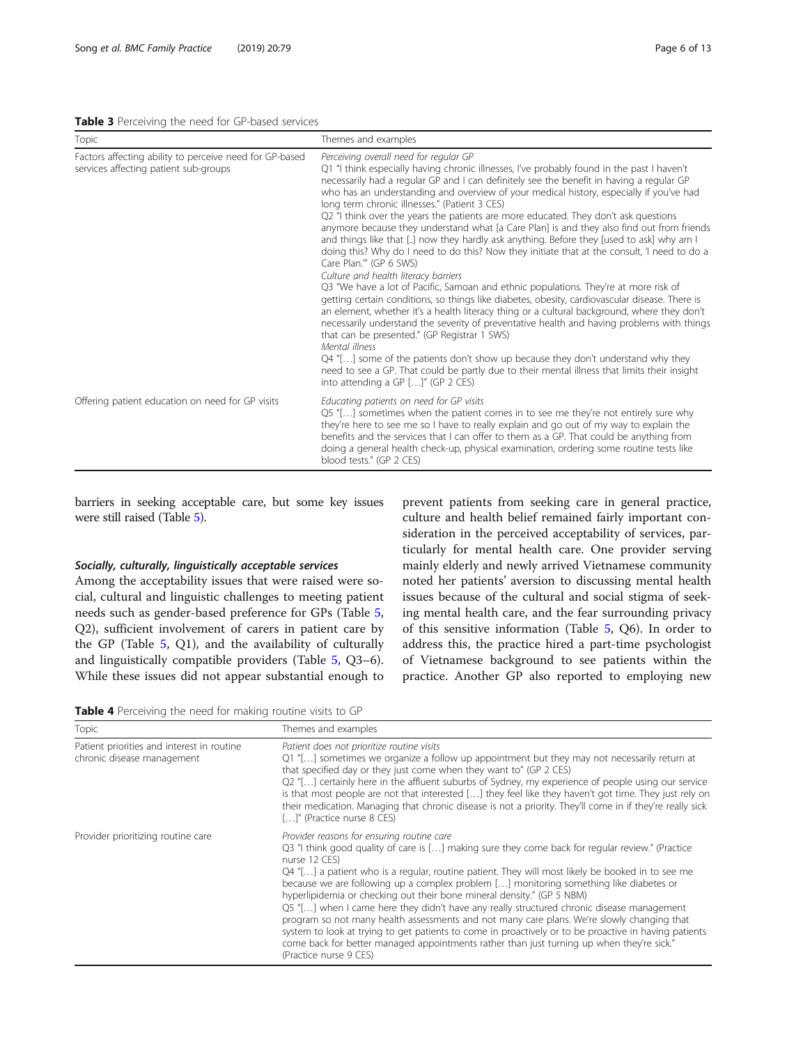**Table 3** Perceiving the need for GP-based services

| Topic | Themes and examples |
| --- | --- |
| Factors affecting ability to perceive need for GP-based services affecting patient sub-groups | *Perceiving overall need for regular GP*<br>Q1 "I think especially having chronic illnesses, I've probably found in the past I haven't necessarily had a regular GP and I can definitely see the benefit in having a regular GP who has an understanding and overview of your medical history, especially if you've had long term chronic illnesses." (Patient 3 CES)<br>Q2 "I think over the years the patients are more educated. They don't ask questions anymore because they understand what [a Care Plan] is and they also find out from friends and things like that [..] now they hardly ask anything. Before they [used to ask] why am I doing this? Why do I need to do this? Now they initiate that at the consult, 'I need to do a Care Plan.'" (GP 6 SWS)<br>*Culture and health literacy barriers*<br>Q3 "We have a lot of Pacific, Samoan and ethnic populations. They're at more risk of getting certain conditions, so things like diabetes, obesity, cardiovascular disease. There is an element, whether it's a health literacy thing or a cultural background, where they don't necessarily understand the severity of preventative health and having problems with things that can be presented." (GP Registrar 1 SWS)<br>*Mental illness*<br>Q4 "[…] some of the patients don't show up because they don't understand why they need to see a GP. That could be partly due to their mental illness that limits their insight into attending a GP […]" (GP 2 CES) |
| Offering patient education on need for GP visits | *Educating patients on need for GP visits*<br>Q5 "[…] sometimes when the patient comes in to see me they're not entirely sure why they're here to see me so I have to really explain and go out of my way to explain the benefits and the services that I can offer to them as a GP. That could be anything from doing a general health check-up, physical examination, ordering some routine tests like blood tests." (GP 2 CES) |

barriers in seeking acceptable care, but some key issues were still raised (Table 5).

#### *Socially, culturally, linguistically acceptable services*

Among the acceptability issues that were raised were social, cultural and linguistic challenges to meeting patient needs such as gender-based preference for GPs (Table 5, Q2), sufficient involvement of carers in patient care by the GP (Table 5, Q1), and the availability of culturally and linguistically compatible providers (Table 5, Q3–6). While these issues did not appear substantial enough to prevent patients from seeking care in general practice, culture and health belief remained fairly important consideration in the perceived acceptability of services, particularly for mental health care. One provider serving mainly elderly and newly arrived Vietnamese community noted her patients' aversion to discussing mental health issues because of the cultural and social stigma of seeking mental health care, and the fear surrounding privacy of this sensitive information (Table 5, Q6). In order to address this, the practice hired a part-time psychologist of Vietnamese background to see patients within the practice. Another GP also reported to employing new

**Table 4** Perceiving the need for making routine visits to GP

| Topic | Themes and examples |
| --- | --- |
| Patient priorities and interest in routine chronic disease management | *Patient does not prioritize routine visits*<br>Q1 "[…] sometimes we organize a follow up appointment but they may not necessarily return at that specified day or they just come when they want to" (GP 2 CES)<br>Q2 "[…] certainly here in the affluent suburbs of Sydney, my experience of people using our service is that most people are not that interested […] they feel like they haven't got time. They just rely on their medication. Managing that chronic disease is not a priority. They'll come in if they're really sick […]" (Practice nurse 8 CES) |
| Provider prioritizing routine care | *Provider reasons for ensuring routine care*<br>Q3 "I think good quality of care is […] making sure they come back for regular review." (Practice nurse 12 CES)<br>Q4 "[…] a patient who is a regular, routine patient. They will most likely be booked in to see me because we are following up a complex problem […] monitoring something like diabetes or hyperlipidemia or checking out their bone mineral density." (GP 5 NBM)<br>Q5 "[…] when I came here they didn't have any really structured chronic disease management program so not many health assessments and not many care plans. We're slowly changing that system to look at trying to get patients to come in proactively or to be proactive in having patients come back for better managed appointments rather than just turning up when they're sick." (Practice nurse 9 CES) |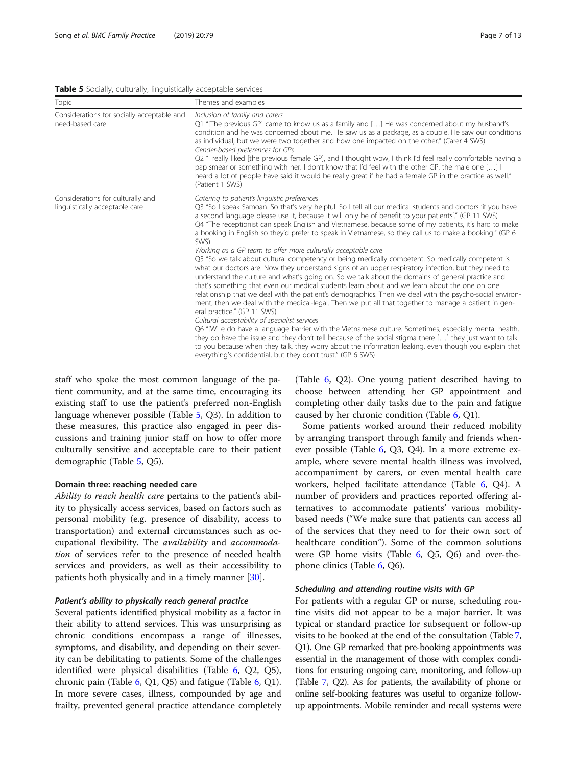**Table 5** Socially, culturally, linguistically acceptable services

| Topic | Themes and examples |
| --- | --- |
| Considerations for socially acceptable and need-based care | *Inclusion of family and carers*<br>Q1 "[The previous GP] came to know us as a family and […] He was concerned about my husband's condition and he was concerned about me. He saw us as a package, as a couple. He saw our conditions as individual, but we were two together and how one impacted on the other." (Carer 4 SWS)<br>*Gender-based preferences for GPs*<br>Q2 "I really liked [the previous female GP], and I thought wow, I think I'd feel really comfortable having a pap smear or something with her. I don't know that I'd feel with the other GP, the male one […] I heard a lot of people have said it would be really great if he had a female GP in the practice as well." (Patient 1 SWS) |
| Considerations for culturally and linguistically acceptable care | *Catering to patient's linguistic preferences*<br>Q3 "So I speak Samoan. So that's very helpful. So I tell all our medical students and doctors 'if you have a second language please use it, because it will only be of benefit to your patients'." (GP 11 SWS)<br>Q4 "The receptionist can speak English and Vietnamese, because some of my patients, it's hard to make a booking in English so they'd prefer to speak in Vietnamese, so they call us to make a booking." (GP 6 SWS)<br>*Working as a GP team to offer more culturally acceptable care*<br>Q5 "So we talk about cultural competency or being medically competent. So medically competent is what our doctors are. Now they understand signs of an upper respiratory infection, but they need to understand the culture and what's going on. So we talk about the domains of general practice and that's something that even our medical students learn about and we learn about the one on one relationship that we deal with the patient's demographics. Then we deal with the psycho-social environment, then we deal with the medical-legal. Then we put all that together to manage a patient in general practice." (GP 11 SWS)<br>*Cultural acceptability of specialist services*<br>Q6 "[W] e do have a language barrier with the Vietnamese culture. Sometimes, especially mental health, they do have the issue and they don't tell because of the social stigma there […] they just want to talk to you because when they talk, they worry about the information leaking, even though you explain that everything's confidential, but they don't trust." (GP 6 SWS) |

staff who spoke the most common language of the patient community, and at the same time, encouraging its existing staff to use the patient's preferred non-English language whenever possible (Table 5, Q3). In addition to these measures, this practice also engaged in peer discussions and training junior staff on how to offer more culturally sensitive and acceptable care to their patient demographic (Table 5, Q5).

### Domain three: reaching needed care

*Ability to reach health care* pertains to the patient's ability to physically access services, based on factors such as personal mobility (e.g. presence of disability, access to transportation) and external circumstances such as occupational flexibility. The *availability* and *accommodation* of services refer to the presence of needed health services and providers, as well as their accessibility to patients both physically and in a timely manner [30].

#### *Patient's ability to physically reach general practice*

Several patients identified physical mobility as a factor in their ability to attend services. This was unsurprising as chronic conditions encompass a range of illnesses, symptoms, and disability, and depending on their severity can be debilitating to patients. Some of the challenges identified were physical disabilities (Table 6, Q2, Q5), chronic pain (Table 6, Q1, Q5) and fatigue (Table 6, Q1). In more severe cases, illness, compounded by age and frailty, prevented general practice attendance completely (Table 6, Q2). One young patient described having to choose between attending her GP appointment and completing other daily tasks due to the pain and fatigue caused by her chronic condition (Table 6, Q1).

Some patients worked around their reduced mobility by arranging transport through family and friends whenever possible (Table 6, Q3, Q4). In a more extreme example, where severe mental health illness was involved, accompaniment by carers, or even mental health care workers, helped facilitate attendance (Table 6, Q4). A number of providers and practices reported offering alternatives to accommodate patients' various mobility-based needs ("We make sure that patients can access all of the services that they need to for their own sort of healthcare condition"). Some of the common solutions were GP home visits (Table 6, Q5, Q6) and over-the-phone clinics (Table 6, Q6).

#### *Scheduling and attending routine visits with GP*

For patients with a regular GP or nurse, scheduling routine visits did not appear to be a major barrier. It was typical or standard practice for subsequent or follow-up visits to be booked at the end of the consultation (Table 7, Q1). One GP remarked that pre-booking appointments was essential in the management of those with complex conditions for ensuring ongoing care, monitoring, and follow-up (Table 7, Q2). As for patients, the availability of phone or online self-booking features was useful to organize follow-up appointments. Mobile reminder and recall systems were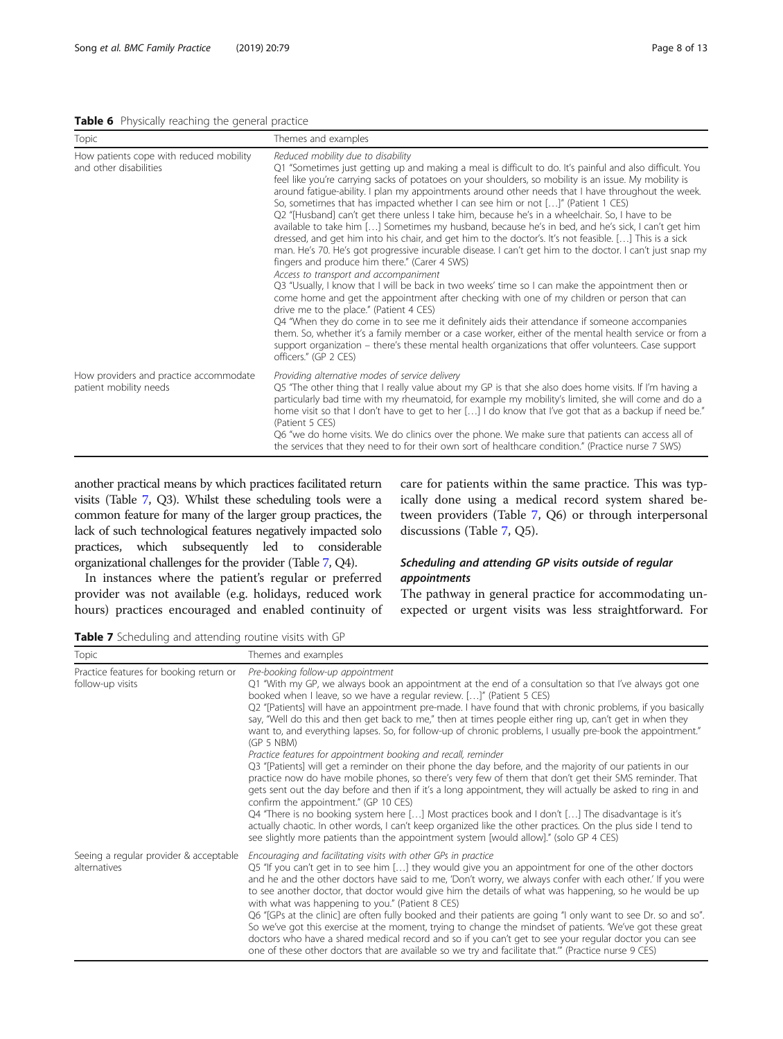**Table 6** Physically reaching the general practice

| Topic | Themes and examples |
| --- | --- |
| How patients cope with reduced mobility and other disabilities | *Reduced mobility due to disability*<br>Q1 "Sometimes just getting up and making a meal is difficult to do. It's painful and also difficult. You feel like you're carrying sacks of potatoes on your shoulders, so mobility is an issue. My mobility is around fatigue-ability. I plan my appointments around other needs that I have throughout the week. So, sometimes that has impacted whether I can see him or not […]" (Patient 1 CES)<br>Q2 "[Husband] can't get there unless I take him, because he's in a wheelchair. So, I have to be available to take him […] Sometimes my husband, because he's in bed, and he's sick, I can't get him dressed, and get him into his chair, and get him to the doctor's. It's not feasible. […] This is a sick man. He's 70. He's got progressive incurable disease. I can't get him to the doctor. I can't just snap my fingers and produce him there." (Carer 4 SWS)<br>*Access to transport and accompaniment*<br>Q3 "Usually, I know that I will be back in two weeks' time so I can make the appointment then or come home and get the appointment after checking with one of my children or person that can drive me to the place." (Patient 4 CES)<br>Q4 "When they do come in to see me it definitely aids their attendance if someone accompanies them. So, whether it's a family member or a case worker, either of the mental health service or from a support organization – there's these mental health organizations that offer volunteers. Case support officers." (GP 2 CES) |
| How providers and practice accommodate patient mobility needs | *Providing alternative modes of service delivery*<br>Q5 "The other thing that I really value about my GP is that she also does home visits. If I'm having a particularly bad time with my rheumatoid, for example my mobility's limited, she will come and do a home visit so that I don't have to get to her […] I do know that I've got that as a backup if need be." (Patient 5 CES)<br>Q6 "we do home visits. We do clinics over the phone. We make sure that patients can access all of the services that they need to for their own sort of healthcare condition." (Practice nurse 7 SWS) |

another practical means by which practices facilitated return visits (Table 7, Q3). Whilst these scheduling tools were a common feature for many of the larger group practices, the lack of such technological features negatively impacted solo practices, which subsequently led to considerable organizational challenges for the provider (Table 7, Q4).

In instances where the patient's regular or preferred provider was not available (e.g. holidays, reduced work hours) practices encouraged and enabled continuity of care for patients within the same practice. This was typically done using a medical record system shared between providers (Table 7, Q6) or through interpersonal discussions (Table 7, Q5).

### Scheduling and attending GP visits outside of regular appointments

The pathway in general practice for accommodating unexpected or urgent visits was less straightforward. For

**Table 7** Scheduling and attending routine visits with GP

| Topic | Themes and examples |
| --- | --- |
| Practice features for booking return or follow-up visits | *Pre-booking follow-up appointment*<br>Q1 "With my GP, we always book an appointment at the end of a consultation so that I've always got one booked when I leave, so we have a regular review. […]" (Patient 5 CES)<br>Q2 "[Patients] will have an appointment pre-made. I have found that with chronic problems, if you basically say, "Well do this and then get back to me," then at times people either ring up, can't get in when they want to, and everything lapses. So, for follow-up of chronic problems, I usually pre-book the appointment." (GP 5 NBM)<br>*Practice features for appointment booking and recall, reminder*<br>Q3 "[Patients] will get a reminder on their phone the day before, and the majority of our patients in our practice now do have mobile phones, so there's very few of them that don't get their SMS reminder. That gets sent out the day before and then if it's a long appointment, they will actually be asked to ring in and confirm the appointment." (GP 10 CES)<br>Q4 "There is no booking system here […] Most practices book and I don't […] The disadvantage is it's actually chaotic. In other words, I can't keep organized like the other practices. On the plus side I tend to see slightly more patients than the appointment system [would allow]." (solo GP 4 CES) |
| Seeing a regular provider & acceptable alternatives | *Encouraging and facilitating visits with other GPs in practice*<br>Q5 "If you can't get in to see him […] they would give you an appointment for one of the other doctors and he and the other doctors have said to me, 'Don't worry, we always confer with each other.' If you were to see another doctor, that doctor would give him the details of what was happening, so he would be up with what was happening to you." (Patient 8 CES)<br>Q6 "[GPs at the clinic] are often fully booked and their patients are going "I only want to see Dr. so and so". So we've got this exercise at the moment, trying to change the mindset of patients. 'We've got these great doctors who have a shared medical record and so if you can't get to see your regular doctor you can see one of these other doctors that are available so we try and facilitate that.'" (Practice nurse 9 CES) |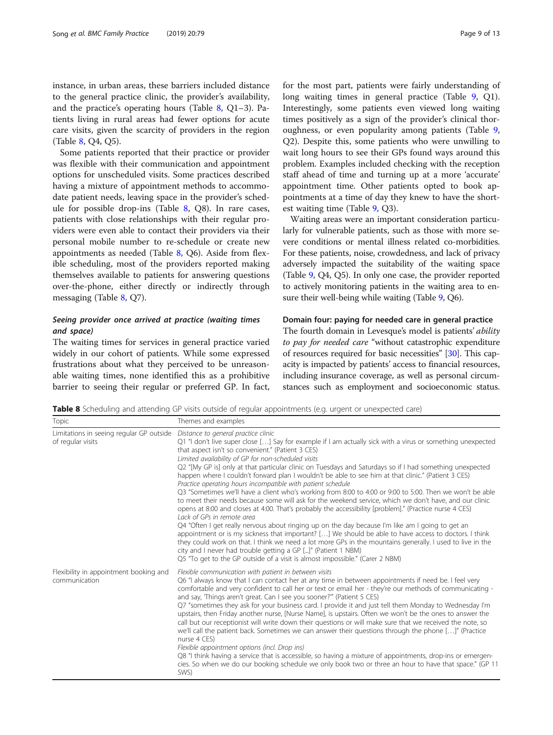instance, in urban areas, these barriers included distance to the general practice clinic, the provider's availability, and the practice's operating hours (Table 8, Q1–3). Patients living in rural areas had fewer options for acute care visits, given the scarcity of providers in the region (Table 8, Q4, Q5).

Some patients reported that their practice or provider was flexible with their communication and appointment options for unscheduled visits. Some practices described having a mixture of appointment methods to accommodate patient needs, leaving space in the provider's schedule for possible drop-ins (Table 8, Q8). In rare cases, patients with close relationships with their regular providers were even able to contact their providers via their personal mobile number to re-schedule or create new appointments as needed (Table 8, Q6). Aside from flexible scheduling, most of the providers reported making themselves available to patients for answering questions over-the-phone, either directly or indirectly through messaging (Table 8, Q7).

### *Seeing provider once arrived at practice (waiting times and space)*

The waiting times for services in general practice varied widely in our cohort of patients. While some expressed frustrations about what they perceived to be unreasonable waiting times, none identified this as a prohibitive barrier to seeing their regular or preferred GP. In fact, for the most part, patients were fairly understanding of long waiting times in general practice (Table 9, Q1). Interestingly, some patients even viewed long waiting times positively as a sign of the provider's clinical thoroughness, or even popularity among patients (Table 9, Q2). Despite this, some patients who were unwilling to wait long hours to see their GPs found ways around this problem. Examples included checking with the reception staff ahead of time and turning up at a more 'accurate' appointment time. Other patients opted to book appointments at a time of day they knew to have the shortest waiting time (Table 9, Q3).

Waiting areas were an important consideration particularly for vulnerable patients, such as those with more severe conditions or mental illness related co-morbidities. For these patients, noise, crowdedness, and lack of privacy adversely impacted the suitability of the waiting space (Table 9, Q4, Q5). In only one case, the provider reported to actively monitoring patients in the waiting area to ensure their well-being while waiting (Table 9, Q6).

### Domain four: paying for needed care in general practice

The fourth domain in Levesque's model is patients' *ability to pay for needed care* "without catastrophic expenditure of resources required for basic necessities" [30]. This capacity is impacted by patients' access to financial resources, including insurance coverage, as well as personal circumstances such as employment and socioeconomic status.

**Table 8** Scheduling and attending GP visits outside of regular appointments (e.g. urgent or unexpected care)

| Topic | Themes and examples |
| --- | --- |
| Limitations in seeing regular GP outside of regular visits | *Distance to general practice clinic*<br>Q1 "I don't live super close […] Say for example if I am actually sick with a virus or something unexpected that aspect isn't so convenient." (Patient 3 CES)<br>*Limited availability of GP for non-scheduled visits*<br>Q2 "[My GP is] only at that particular clinic on Tuesdays and Saturdays so if I had something unexpected happen where I couldn't forward plan I wouldn't be able to see him at that clinic." (Patient 3 CES)<br>*Practice operating hours incompatible with patient schedule*<br>Q3 "Sometimes we'll have a client who's working from 8:00 to 4:00 or 9:00 to 5:00. Then we won't be able to meet their needs because some will ask for the weekend service, which we don't have, and our clinic opens at 8:00 and closes at 4:00. That's probably the accessibility [problem]." (Practice nurse 4 CES)<br>*Lack of GPs in remote area*<br>Q4 "Often I get really nervous about ringing up on the day because I'm like am I going to get an appointment or is my sickness that important? […] We should be able to have access to doctors. I think they could work on that. I think we need a lot more GPs in the mountains generally. I used to live in the city and I never had trouble getting a GP [...]" (Patient 1 NBM)<br>Q5 "To get to the GP outside of a visit is almost impossible." (Carer 2 NBM) |
| Flexibility in appointment booking and communication | *Flexible communication with patient in between visits*<br>Q6 "I always know that I can contact her at any time in between appointments if need be. I feel very comfortable and very confident to call her or text or email her - they're our methods of communicating - and say, 'Things aren't great. Can I see you sooner?'" (Patient 5 CES)<br>Q7 "sometimes they ask for your business card. I provide it and just tell them Monday to Wednesday I'm upstairs, then Friday another nurse, [Nurse Name], is upstairs. Often we won't be the ones to answer the call but our receptionist will write down their questions or will make sure that we received the note, so we'll call the patient back. Sometimes we can answer their questions through the phone […]" (Practice nurse 4 CES)<br>*Flexible appointment options (incl. Drop ins)*<br>Q8 "I think having a service that is accessible, so having a mixture of appointments, drop-ins or emergencies. So when we do our booking schedule we only book two or three an hour to have that space." (GP 11 SWS) |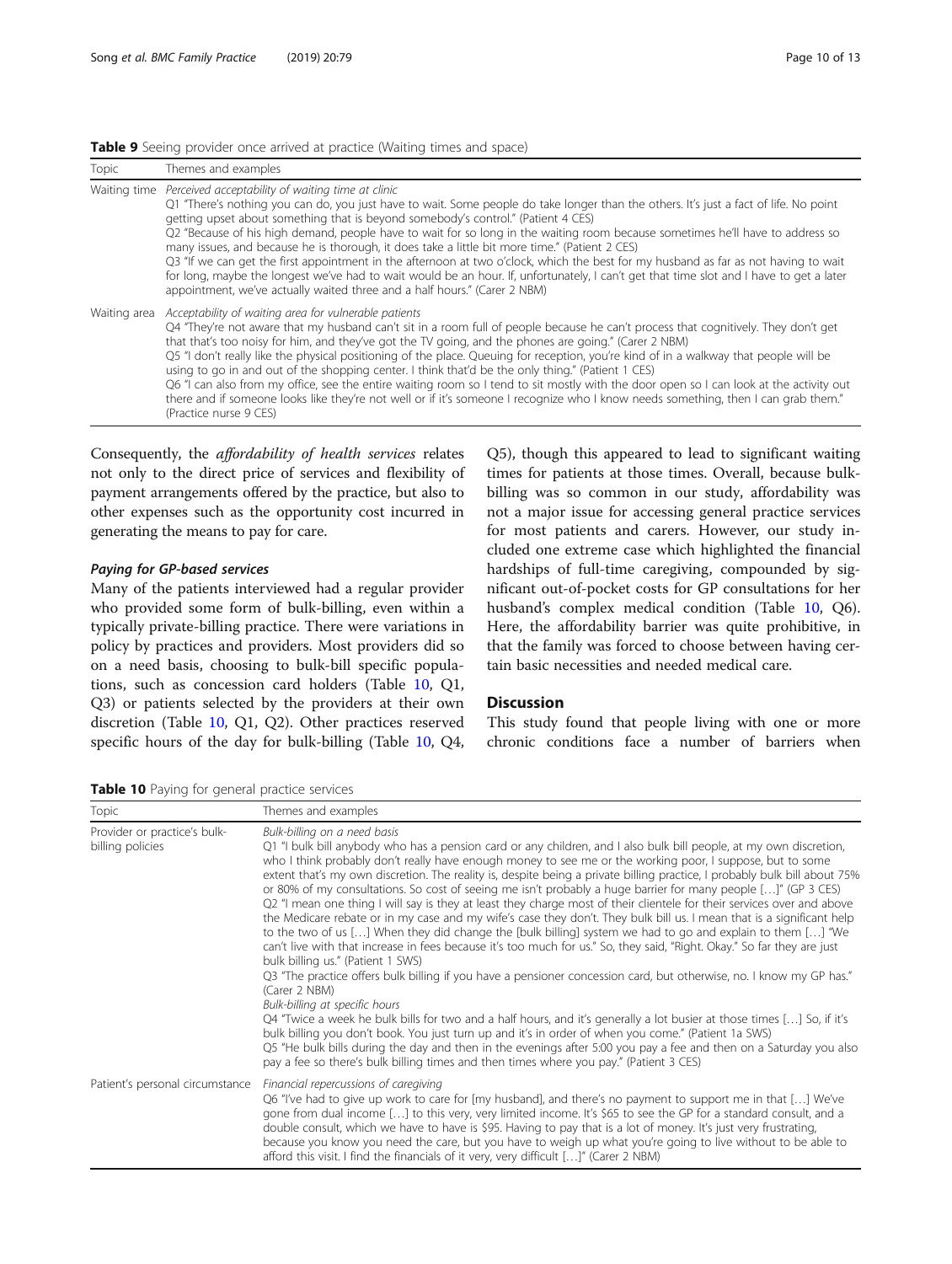**Table 9** Seeing provider once arrived at practice (Waiting times and space)

| Topic | Themes and examples |
|---|---|
| Waiting time | *Perceived acceptability of waiting time at clinic*<br>Q1 "There's nothing you can do, you just have to wait. Some people do take longer than the others. It's just a fact of life. No point getting upset about something that is beyond somebody's control." (Patient 4 CES)<br>Q2 "Because of his high demand, people have to wait for so long in the waiting room because sometimes he'll have to address so many issues, and because he is thorough, it does take a little bit more time." (Patient 2 CES)<br>Q3 "If we can get the first appointment in the afternoon at two o'clock, which the best for my husband as far as not having to wait for long, maybe the longest we've had to wait would be an hour. If, unfortunately, I can't get that time slot and I have to get a later appointment, we've actually waited three and a half hours." (Carer 2 NBM) |
| Waiting area | *Acceptability of waiting area for vulnerable patients*<br>Q4 "They're not aware that my husband can't sit in a room full of people because he can't process that cognitively. They don't get that that's too noisy for him, and they've got the TV going, and the phones are going." (Carer 2 NBM)<br>Q5 "I don't really like the physical positioning of the place. Queuing for reception, you're kind of in a walkway that people will be using to go in and out of the shopping center. I think that'd be the only thing." (Patient 1 CES)<br>Q6 "I can also from my office, see the entire waiting room so I tend to sit mostly with the door open so I can look at the activity out there and if someone looks like they're not well or if it's someone I recognize who I know needs something, then I can grab them." (Practice nurse 9 CES) |

Consequently, the *affordability of health services* relates not only to the direct price of services and flexibility of payment arrangements offered by the practice, but also to other expenses such as the opportunity cost incurred in generating the means to pay for care.

#### *Paying for GP-based services*

Many of the patients interviewed had a regular provider who provided some form of bulk-billing, even within a typically private-billing practice. There were variations in policy by practices and providers. Most providers did so on a need basis, choosing to bulk-bill specific populations, such as concession card holders (Table 10, Q1, Q3) or patients selected by the providers at their own discretion (Table 10, Q1, Q2). Other practices reserved specific hours of the day for bulk-billing (Table 10, Q4, Q5), though this appeared to lead to significant waiting times for patients at those times. Overall, because bulk-billing was so common in our study, affordability was not a major issue for accessing general practice services for most patients and carers. However, our study included one extreme case which highlighted the financial hardships of full-time caregiving, compounded by significant out-of-pocket costs for GP consultations for her husband's complex medical condition (Table 10, Q6). Here, the affordability barrier was quite prohibitive, in that the family was forced to choose between having certain basic necessities and needed medical care.

## Discussion

This study found that people living with one or more chronic conditions face a number of barriers when

**Table 10** Paying for general practice services

| Topic | Themes and examples |
|---|---|
| Provider or practice's bulk-billing policies | *Bulk-billing on a need basis*<br>Q1 "I bulk bill anybody who has a pension card or any children, and I also bulk bill people, at my own discretion, who I think probably don't really have enough money to see me or the working poor, I suppose, but to some extent that's my own discretion. The reality is, despite being a private billing practice, I probably bulk bill about 75% or 80% of my consultations. So cost of seeing me isn't probably a huge barrier for many people […]" (GP 3 CES)<br>Q2 "I mean one thing I will say is they at least they charge most of their clientele for their services over and above the Medicare rebate or in my case and my wife's case they don't. They bulk bill us. I mean that is a significant help to the two of us […] When they did change the [bulk billing] system we had to go and explain to them […] "We can't live with that increase in fees because it's too much for us." So, they said, "Right. Okay." So far they are just bulk billing us." (Patient 1 SWS)<br>Q3 "The practice offers bulk billing if you have a pensioner concession card, but otherwise, no. I know my GP has." (Carer 2 NBM)<br>*Bulk-billing at specific hours*<br>Q4 "Twice a week he bulk bills for two and a half hours, and it's generally a lot busier at those times […] So, if it's bulk billing you don't book. You just turn up and it's in order of when you come." (Patient 1a SWS)<br>Q5 "He bulk bills during the day and then in the evenings after 5:00 you pay a fee and then on a Saturday you also pay a fee so there's bulk billing times and then times where you pay." (Patient 3 CES) |
| Patient's personal circumstance | *Financial repercussions of caregiving*<br>Q6 "I've had to give up work to care for [my husband], and there's no payment to support me in that […] We've gone from dual income […] to this very, very limited income. It's $65 to see the GP for a standard consult, and a double consult, which we have to have is $95. Having to pay that is a lot of money. It's just very frustrating, because you know you need the care, but you have to weigh up what you're going to live without to be able to afford this visit. I find the financials of it very, very difficult […]" (Carer 2 NBM) |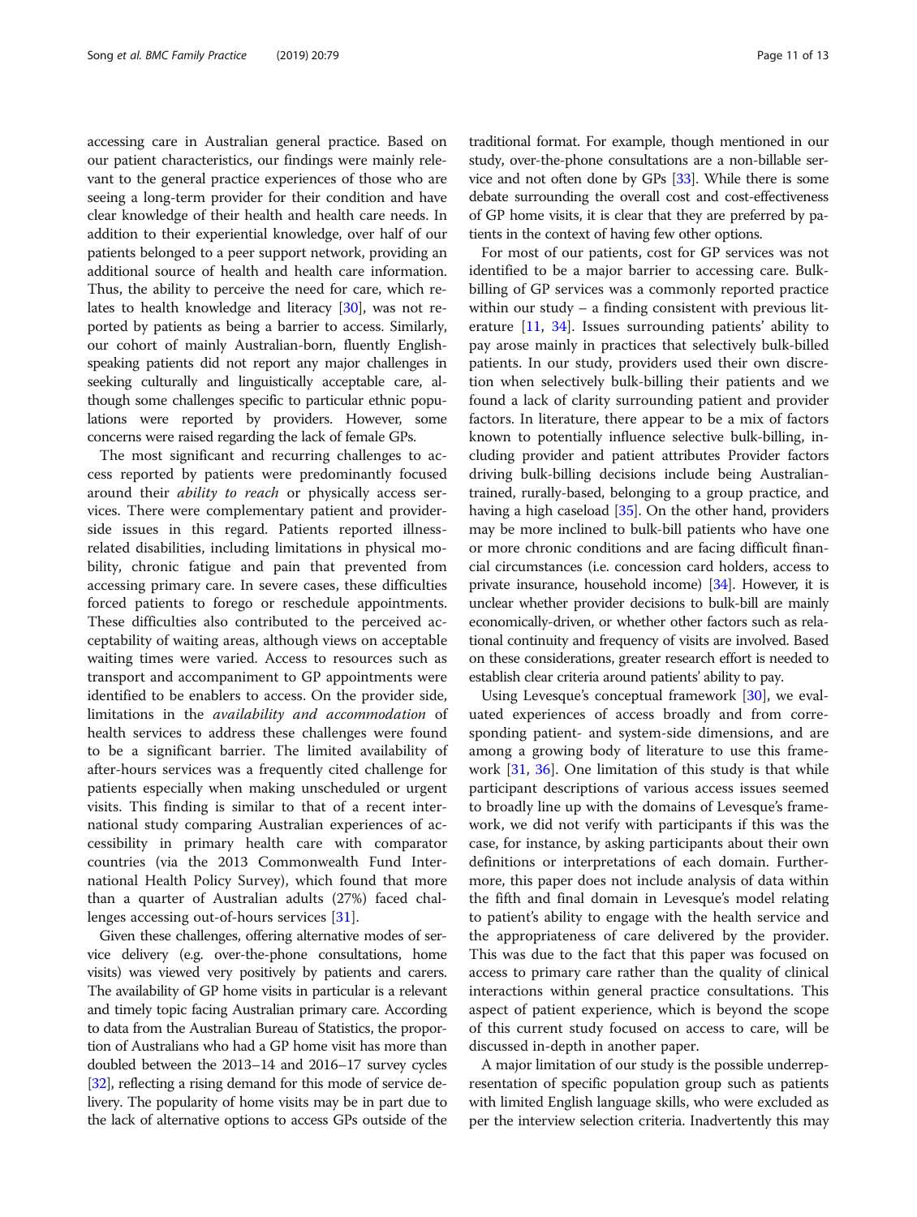accessing care in Australian general practice. Based on our patient characteristics, our findings were mainly relevant to the general practice experiences of those who are seeing a long-term provider for their condition and have clear knowledge of their health and health care needs. In addition to their experiential knowledge, over half of our patients belonged to a peer support network, providing an additional source of health and health care information. Thus, the ability to perceive the need for care, which relates to health knowledge and literacy [30], was not reported by patients as being a barrier to access. Similarly, our cohort of mainly Australian-born, fluently English-speaking patients did not report any major challenges in seeking culturally and linguistically acceptable care, although some challenges specific to particular ethnic populations were reported by providers. However, some concerns were raised regarding the lack of female GPs.

The most significant and recurring challenges to access reported by patients were predominantly focused around their *ability to reach* or physically access services. There were complementary patient and provider-side issues in this regard. Patients reported illness-related disabilities, including limitations in physical mobility, chronic fatigue and pain that prevented from accessing primary care. In severe cases, these difficulties forced patients to forego or reschedule appointments. These difficulties also contributed to the perceived acceptability of waiting areas, although views on acceptable waiting times were varied. Access to resources such as transport and accompaniment to GP appointments were identified to be enablers to access. On the provider side, limitations in the *availability and accommodation* of health services to address these challenges were found to be a significant barrier. The limited availability of after-hours services was a frequently cited challenge for patients especially when making unscheduled or urgent visits. This finding is similar to that of a recent international study comparing Australian experiences of accessibility in primary health care with comparator countries (via the 2013 Commonwealth Fund International Health Policy Survey), which found that more than a quarter of Australian adults (27%) faced challenges accessing out-of-hours services [31].

Given these challenges, offering alternative modes of service delivery (e.g. over-the-phone consultations, home visits) was viewed very positively by patients and carers. The availability of GP home visits in particular is a relevant and timely topic facing Australian primary care. According to data from the Australian Bureau of Statistics, the proportion of Australians who had a GP home visit has more than doubled between the 2013–14 and 2016–17 survey cycles [32], reflecting a rising demand for this mode of service delivery. The popularity of home visits may be in part due to the lack of alternative options to access GPs outside of the traditional format. For example, though mentioned in our study, over-the-phone consultations are a non-billable service and not often done by GPs [33]. While there is some debate surrounding the overall cost and cost-effectiveness of GP home visits, it is clear that they are preferred by patients in the context of having few other options.

For most of our patients, cost for GP services was not identified to be a major barrier to accessing care. Bulk-billing of GP services was a commonly reported practice within our study – a finding consistent with previous literature [11, 34]. Issues surrounding patients' ability to pay arose mainly in practices that selectively bulk-billed patients. In our study, providers used their own discretion when selectively bulk-billing their patients and we found a lack of clarity surrounding patient and provider factors. In literature, there appear to be a mix of factors known to potentially influence selective bulk-billing, including provider and patient attributes Provider factors driving bulk-billing decisions include being Australian-trained, rurally-based, belonging to a group practice, and having a high caseload [35]. On the other hand, providers may be more inclined to bulk-bill patients who have one or more chronic conditions and are facing difficult financial circumstances (i.e. concession card holders, access to private insurance, household income) [34]. However, it is unclear whether provider decisions to bulk-bill are mainly economically-driven, or whether other factors such as relational continuity and frequency of visits are involved. Based on these considerations, greater research effort is needed to establish clear criteria around patients' ability to pay.

Using Levesque's conceptual framework [30], we evaluated experiences of access broadly and from corresponding patient- and system-side dimensions, and are among a growing body of literature to use this framework [31, 36]. One limitation of this study is that while participant descriptions of various access issues seemed to broadly line up with the domains of Levesque's framework, we did not verify with participants if this was the case, for instance, by asking participants about their own definitions or interpretations of each domain. Furthermore, this paper does not include analysis of data within the fifth and final domain in Levesque's model relating to patient's ability to engage with the health service and the appropriateness of care delivered by the provider. This was due to the fact that this paper was focused on access to primary care rather than the quality of clinical interactions within general practice consultations. This aspect of patient experience, which is beyond the scope of this current study focused on access to care, will be discussed in-depth in another paper.

A major limitation of our study is the possible underrepresentation of specific population group such as patients with limited English language skills, who were excluded as per the interview selection criteria. Inadvertently this may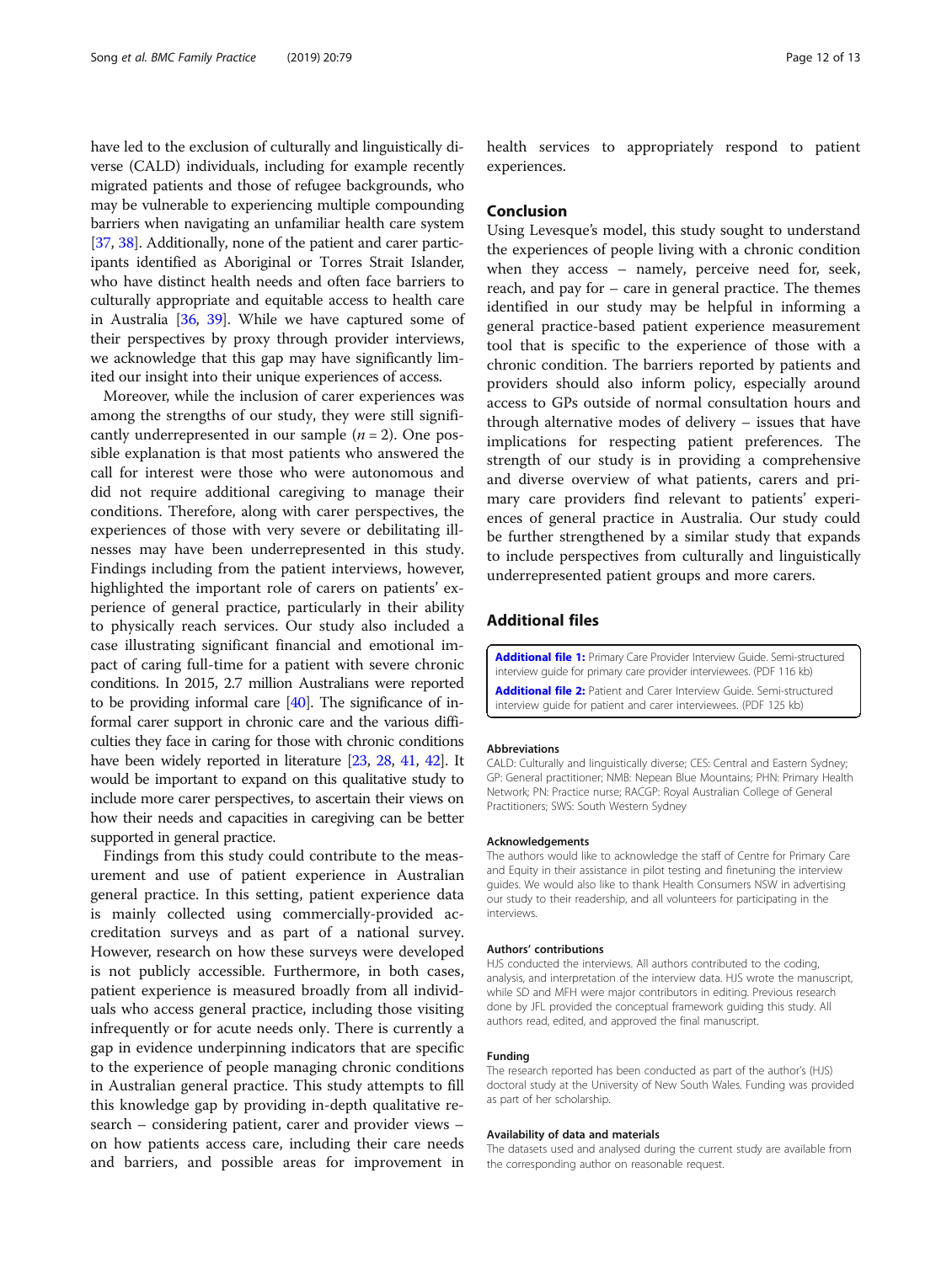have led to the exclusion of culturally and linguistically diverse (CALD) individuals, including for example recently migrated patients and those of refugee backgrounds, who may be vulnerable to experiencing multiple compounding barriers when navigating an unfamiliar health care system [37, 38]. Additionally, none of the patient and carer participants identified as Aboriginal or Torres Strait Islander, who have distinct health needs and often face barriers to culturally appropriate and equitable access to health care in Australia [36, 39]. While we have captured some of their perspectives by proxy through provider interviews, we acknowledge that this gap may have significantly limited our insight into their unique experiences of access.

Moreover, while the inclusion of carer experiences was among the strengths of our study, they were still significantly underrepresented in our sample ($n = 2$). One possible explanation is that most patients who answered the call for interest were those who were autonomous and did not require additional caregiving to manage their conditions. Therefore, along with carer perspectives, the experiences of those with very severe or debilitating illnesses may have been underrepresented in this study. Findings including from the patient interviews, however, highlighted the important role of carers on patients' experience of general practice, particularly in their ability to physically reach services. Our study also included a case illustrating significant financial and emotional impact of caring full-time for a patient with severe chronic conditions. In 2015, 2.7 million Australians were reported to be providing informal care [40]. The significance of informal carer support in chronic care and the various difficulties they face in caring for those with chronic conditions have been widely reported in literature [23, 28, 41, 42]. It would be important to expand on this qualitative study to include more carer perspectives, to ascertain their views on how their needs and capacities in caregiving can be better supported in general practice.

Findings from this study could contribute to the measurement and use of patient experience in Australian general practice. In this setting, patient experience data is mainly collected using commercially-provided accreditation surveys and as part of a national survey. However, research on how these surveys were developed is not publicly accessible. Furthermore, in both cases, patient experience is measured broadly from all individuals who access general practice, including those visiting infrequently or for acute needs only. There is currently a gap in evidence underpinning indicators that are specific to the experience of people managing chronic conditions in Australian general practice. This study attempts to fill this knowledge gap by providing in-depth qualitative research – considering patient, carer and provider views – on how patients access care, including their care needs and barriers, and possible areas for improvement in health services to appropriately respond to patient experiences.

## Conclusion

Using Levesque's model, this study sought to understand the experiences of people living with a chronic condition when they access – namely, perceive need for, seek, reach, and pay for – care in general practice. The themes identified in our study may be helpful in informing a general practice-based patient experience measurement tool that is specific to the experience of those with a chronic condition. The barriers reported by patients and providers should also inform policy, especially around access to GPs outside of normal consultation hours and through alternative modes of delivery – issues that have implications for respecting patient preferences. The strength of our study is in providing a comprehensive and diverse overview of what patients, carers and primary care providers find relevant to patients' experiences of general practice in Australia. Our study could be further strengthened by a similar study that expands to include perspectives from culturally and linguistically underrepresented patient groups and more carers.

## Additional files

**Additional file 1:** Primary Care Provider Interview Guide. Semi-structured interview guide for primary care provider interviewees. (PDF 116 kb)

**Additional file 2:** Patient and Carer Interview Guide. Semi-structured interview guide for patient and carer interviewees. (PDF 125 kb)

#### Abbreviations

CALD: Culturally and linguistically diverse; CES: Central and Eastern Sydney; GP: General practitioner; NMB: Nepean Blue Mountains; PHN: Primary Health Network; PN: Practice nurse; RACGP: Royal Australian College of General Practitioners; SWS: South Western Sydney

#### Acknowledgements

The authors would like to acknowledge the staff of Centre for Primary Care and Equity in their assistance in pilot testing and finetuning the interview guides. We would also like to thank Health Consumers NSW in advertising our study to their readership, and all volunteers for participating in the interviews.

#### Authors' contributions

HJS conducted the interviews. All authors contributed to the coding, analysis, and interpretation of the interview data. HJS wrote the manuscript, while SD and MFH were major contributors in editing. Previous research done by JFL provided the conceptual framework guiding this study. All authors read, edited, and approved the final manuscript.

#### Funding

The research reported has been conducted as part of the author's (HJS) doctoral study at the University of New South Wales. Funding was provided as part of her scholarship.

#### Availability of data and materials

The datasets used and analysed during the current study are available from the corresponding author on reasonable request.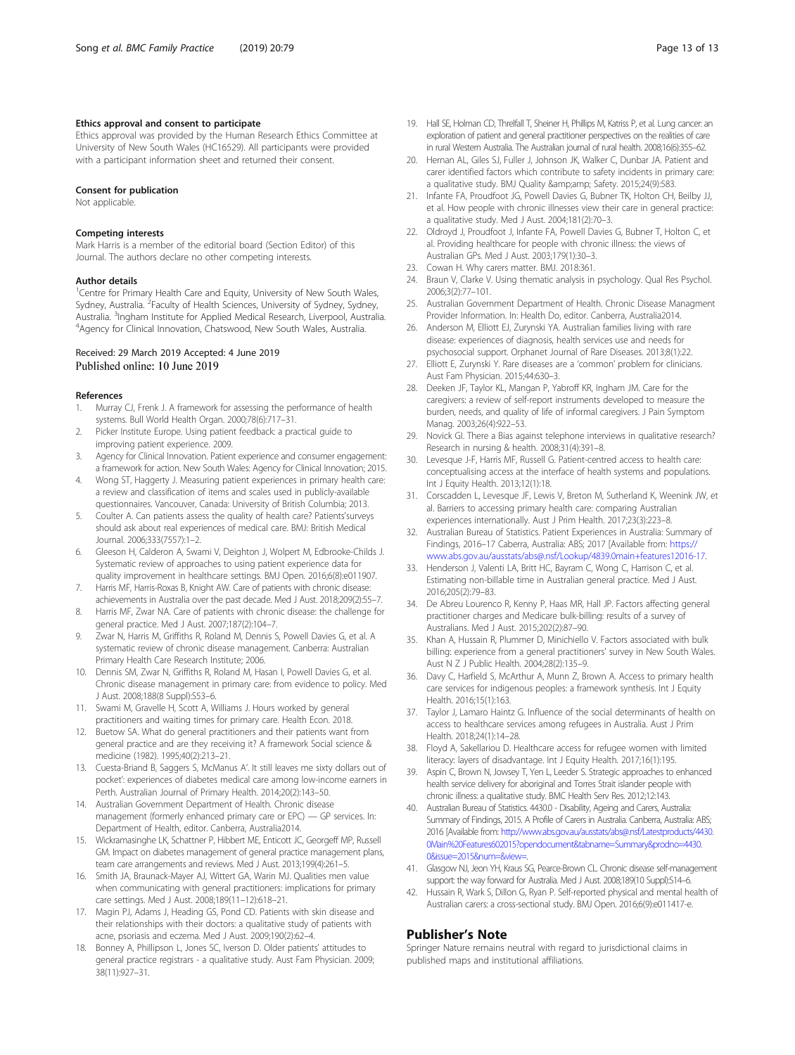### Ethics approval and consent to participate

Ethics approval was provided by the Human Research Ethics Committee at University of New South Wales (HC16529). All participants were provided with a participant information sheet and returned their consent.

### Consent for publication

Not applicable.

### Competing interests

Mark Harris is a member of the editorial board (Section Editor) of this Journal. The authors declare no other competing interests.

### Author details

[1]Centre for Primary Health Care and Equity, University of New South Wales, Sydney, Australia. [2]Faculty of Health Sciences, University of Sydney, Sydney, Australia. [3]Ingham Institute for Applied Medical Research, Liverpool, Australia. [4]Agency for Clinical Innovation, Chatswood, New South Wales, Australia.

Received: 29 March 2019 Accepted: 4 June 2019
Published online: 10 June 2019

### References

1. Murray CJ, Frenk J. A framework for assessing the performance of health systems. Bull World Health Organ. 2000;78(6):717–31.
2. Picker Institute Europe. Using patient feedback: a practical guide to improving patient experience. 2009.
3. Agency for Clinical Innovation. Patient experience and consumer engagement: a framework for action. New South Wales: Agency for Clinical Innovation; 2015.
4. Wong ST, Haggerty J. Measuring patient experiences in primary health care: a review and classification of items and scales used in publicly-available questionnaires. Vancouver, Canada: University of British Columbia; 2013.
5. Coulter A. Can patients assess the quality of health care? Patients'surveys should ask about real experiences of medical care. BMJ: British Medical Journal. 2006;333(7557):1–2.
6. Gleeson H, Calderon A, Swami V, Deighton J, Wolpert M, Edbrooke-Childs J. Systematic review of approaches to using patient experience data for quality improvement in healthcare settings. BMJ Open. 2016;6(8):e011907.
7. Harris MF, Harris-Roxas B, Knight AW. Care of patients with chronic disease: achievements in Australia over the past decade. Med J Aust. 2018;209(2):55–7.
8. Harris MF, Zwar NA. Care of patients with chronic disease: the challenge for general practice. Med J Aust. 2007;187(2):104–7.
9. Zwar N, Harris M, Griffiths R, Roland M, Dennis S, Powell Davies G, et al. A systematic review of chronic disease management. Canberra: Australian Primary Health Care Research Institute; 2006.
10. Dennis SM, Zwar N, Griffiths R, Roland M, Hasan I, Powell Davies G, et al. Chronic disease management in primary care: from evidence to policy. Med J Aust. 2008;188(8 Suppl):S53–6.
11. Swami M, Gravelle H, Scott A, Williams J. Hours worked by general practitioners and waiting times for primary care. Health Econ. 2018.
12. Buetow SA. What do general practitioners and their patients want from general practice and are they receiving it? A framework Social science & medicine (1982). 1995;40(2):213–21.
13. Cuesta-Briand B, Saggers S, McManus A'. It still leaves me sixty dollars out of pocket': experiences of diabetes medical care among low-income earners in Perth. Australian Journal of Primary Health. 2014;20(2):143–50.
14. Australian Government Department of Health. Chronic disease management (formerly enhanced primary care or EPC) — GP services. In: Department of Health, editor. Canberra, Australia2014.
15. Wickramasinghe LK, Schattner P, Hibbert ME, Enticott JC, Georgeff MP, Russell GM. Impact on diabetes management of general practice management plans, team care arrangements and reviews. Med J Aust. 2013;199(4):261–5.
16. Smith JA, Braunack-Mayer AJ, Wittert GA, Warin MJ. Qualities men value when communicating with general practitioners: implications for primary care settings. Med J Aust. 2008;189(11–12):618–21.
17. Magin PJ, Adams J, Heading GS, Pond CD. Patients with skin disease and their relationships with their doctors: a qualitative study of patients with acne, psoriasis and eczema. Med J Aust. 2009;190(2):62–4.
18. Bonney A, Phillipson L, Jones SC, Iverson D. Older patients' attitudes to general practice registrars - a qualitative study. Aust Fam Physician. 2009; 38(11):927–31.
19. Hall SE, Holman CD, Threlfall T, Sheiner H, Phillips M, Katriss P, et al. Lung cancer: an exploration of patient and general practitioner perspectives on the realities of care in rural Western Australia. The Australian journal of rural health. 2008;16(6):355–62.
20. Hernan AL, Giles SJ, Fuller J, Johnson JK, Walker C, Dunbar JA. Patient and carer identified factors which contribute to safety incidents in primary care: a qualitative study. BMJ Quality &amp;amp; Safety. 2015;24(9):583.
21. Infante FA, Proudfoot JG, Powell Davies G, Bubner TK, Holton CH, Beilby JJ, et al. How people with chronic illnesses view their care in general practice: a qualitative study. Med J Aust. 2004;181(2):70–3.
22. Oldroyd J, Proudfoot J, Infante FA, Powell Davies G, Bubner T, Holton C, et al. Providing healthcare for people with chronic illness: the views of Australian GPs. Med J Aust. 2003;179(1):30–3.
23. Cowan H. Why carers matter. BMJ. 2018:361.
24. Braun V, Clarke V. Using thematic analysis in psychology. Qual Res Psychol. 2006;3(2):77–101.
25. Australian Government Department of Health. Chronic Disease Managment Provider Information. In: Health Do, editor. Canberra, Australia2014.
26. Anderson M, Elliott EJ, Zurynski YA. Australian families living with rare disease: experiences of diagnosis, health services use and needs for psychosocial support. Orphanet Journal of Rare Diseases. 2013;8(1):22.
27. Elliott E, Zurynski Y. Rare diseases are a 'common' problem for clinicians. Aust Fam Physician. 2015;44:630–3.
28. Deeken JF, Taylor KL, Mangan P, Yabroff KR, Ingham JM. Care for the caregivers: a review of self-report instruments developed to measure the burden, needs, and quality of life of informal caregivers. J Pain Symptom Manag. 2003;26(4):922–53.
29. Novick GI. There a Bias against telephone interviews in qualitative research? Research in nursing & health. 2008;31(4):391–8.
30. Levesque J-F, Harris MF, Russell G. Patient-centred access to health care: conceptualising access at the interface of health systems and populations. Int J Equity Health. 2013;12(1):18.
31. Corscadden L, Levesque JF, Lewis V, Breton M, Sutherland K, Weenink JW, et al. Barriers to accessing primary health care: comparing Australian experiences internationally. Aust J Prim Health. 2017;23(3):223–8.
32. Australian Bureau of Statistics. Patient Experiences in Australia: Summary of Findings, 2016–17 Caberra, Australia: ABS; 2017 [Available from: https://www.abs.gov.au/ausstats/abs@.nsf/Lookup/4839.0main+features12016-17.
33. Henderson J, Valenti LA, Britt HC, Bayram C, Wong C, Harrison C, et al. Estimating non-billable time in Australian general practice. Med J Aust. 2016;205(2):79–83.
34. De Abreu Lourenco R, Kenny P, Haas MR, Hall JP. Factors affecting general practitioner charges and Medicare bulk-billing: results of a survey of Australians. Med J Aust. 2015;202(2):87–90.
35. Khan A, Hussain R, Plummer D, Minichiello V. Factors associated with bulk billing: experience from a general practitioners' survey in New South Wales. Aust N Z J Public Health. 2004;28(2):135–9.
36. Davy C, Harfield S, McArthur A, Munn Z, Brown A. Access to primary health care services for indigenous peoples: a framework synthesis. Int J Equity Health. 2016;15(1):163.
37. Taylor J, Lamaro Haintz G. Influence of the social determinants of health on access to healthcare services among refugees in Australia. Aust J Prim Health. 2018;24(1):14–28.
38. Floyd A, Sakellariou D. Healthcare access for refugee women with limited literacy: layers of disadvantage. Int J Equity Health. 2017;16(1):195.
39. Aspin C, Brown N, Jowsey T, Yen L, Leeder S. Strategic approaches to enhanced health service delivery for aboriginal and Torres Strait islander people with chronic illness: a qualitative study. BMC Health Serv Res. 2012;12:143.
40. Australian Bureau of Statistics. 4430.0 - Disability, Ageing and Carers, Australia: Summary of Findings, 2015. A Profile of Carers in Australia. Canberra, Australia: ABS; 2016 [Available from: http://www.abs.gov.au/ausstats/abs@.nsf/Latestproducts/4430.0Main%20Features602015?opendocument&tabname=Summary&prodno=4430.0&issue=2015&num=&view=.
41. Glasgow NJ, Jeon YH, Kraus SG, Pearce-Brown CL. Chronic disease self-management support: the way forward for Australia. Med J Aust. 2008;189(10 Suppl):S14–6.
42. Hussain R, Wark S, Dillon G, Ryan P. Self-reported physical and mental health of Australian carers: a cross-sectional study. BMJ Open. 2016;6(9):e011417-e.

## Publisher's Note

Springer Nature remains neutral with regard to jurisdictional claims in published maps and institutional affiliations.